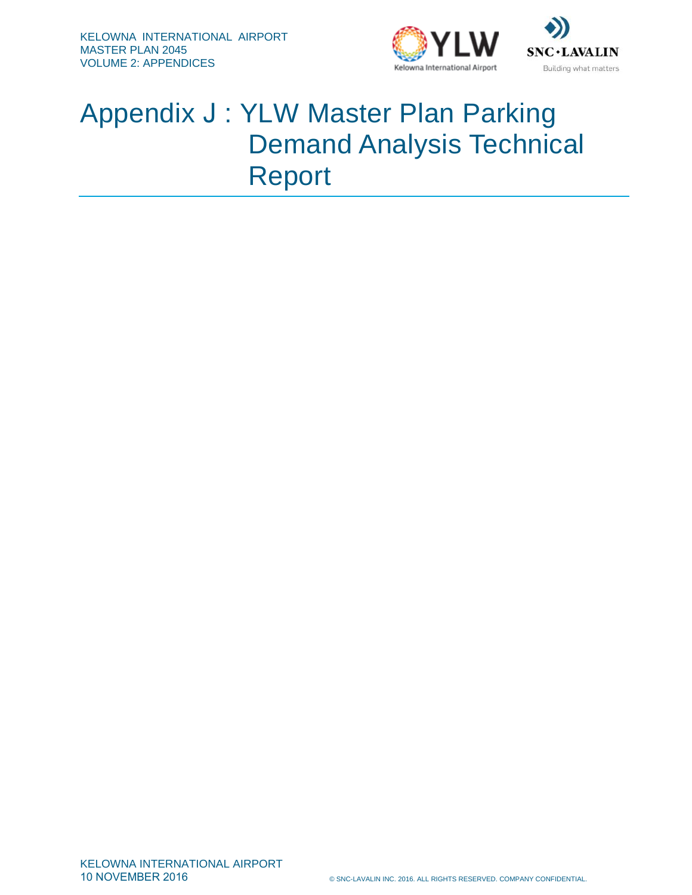KELOWNA INTERNATIONAL AIRPORT
MASTER PLAN 2045
VOLUME 2: APPENDICES

# Appendix J : YLW Master Plan Parking Demand Analysis Technical Report

KELOWNA INTERNATIONAL AIRPORT
10 NOVEMBER 2016

© SNC-LAVALIN INC. 2016. ALL RIGHTS RESERVED. COMPANY CONFIDENTIAL.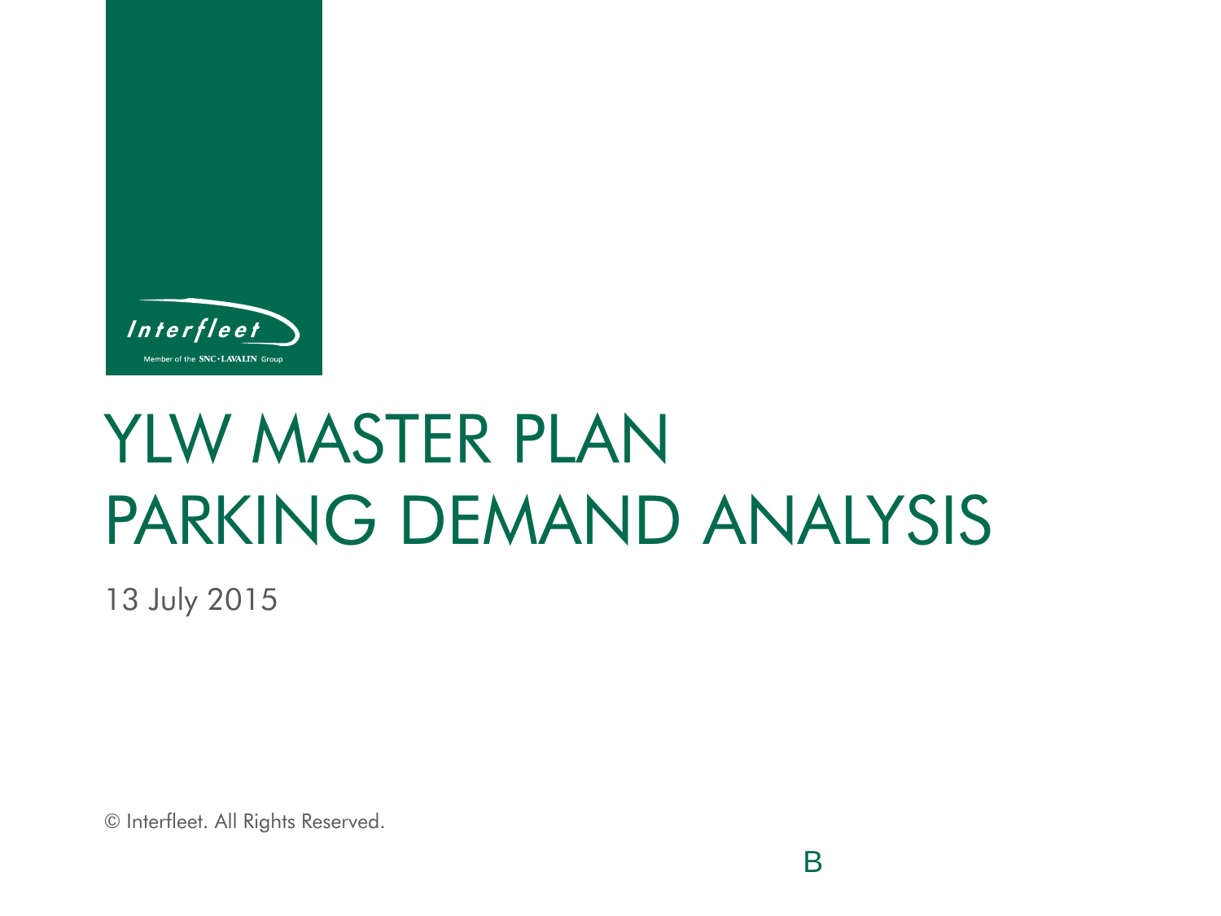Interfleet

Member of the SNC•LAVALIN Group

# YLW MASTER PLAN PARKING DEMAND ANALYSIS

13 July 2015

© Interfleet. All Rights Reserved.

B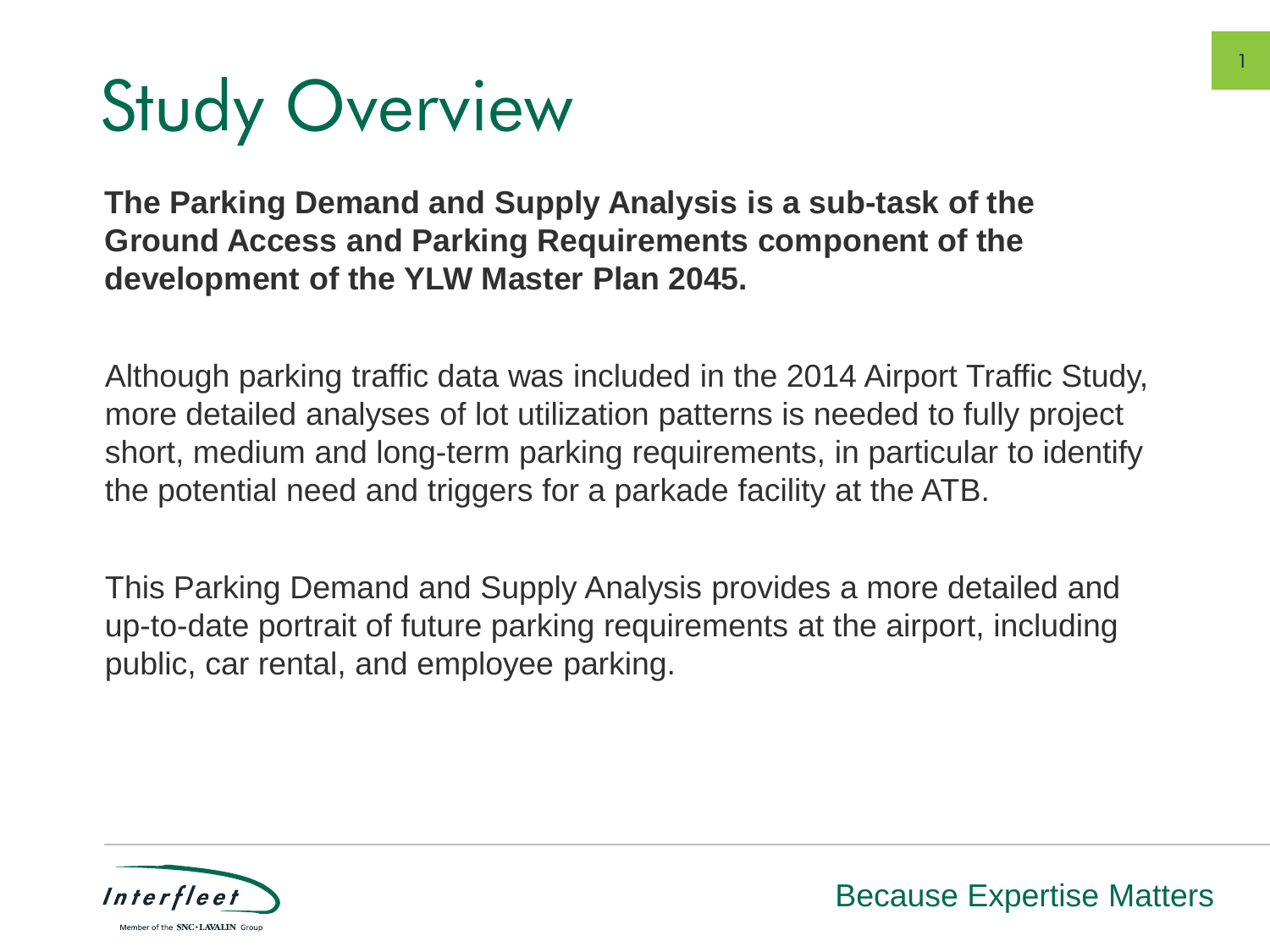# Study Overview

**The Parking Demand and Supply Analysis is a sub-task of the Ground Access and Parking Requirements component of the development of the YLW Master Plan 2045.**

Although parking traffic data was included in the 2014 Airport Traffic Study, more detailed analyses of lot utilization patterns is needed to fully project short, medium and long-term parking requirements, in particular to identify the potential need and triggers for a parkade facility at the ATB.

This Parking Demand and Supply Analysis provides a more detailed and up-to-date portrait of future parking requirements at the airport, including public, car rental, and employee parking.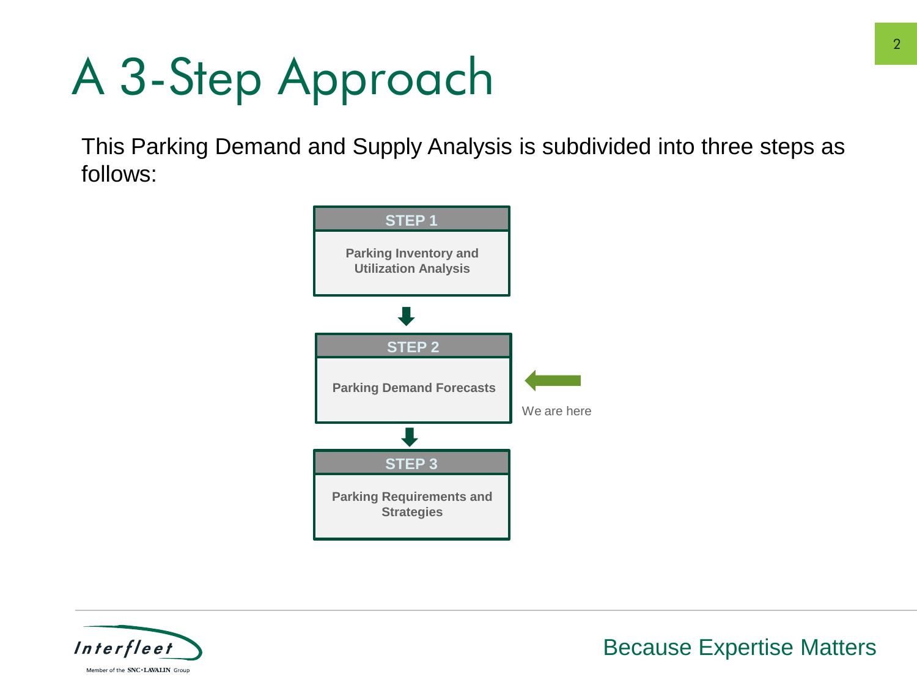# A 3-Step Approach

This Parking Demand and Supply Analysis is subdivided into three steps as follows:

**STEP 1**

**Parking Inventory and Utilization Analysis**

↓

**STEP 2**

**Parking Demand Forecasts** ← We are here

↓

**STEP 3**

**Parking Requirements and Strategies**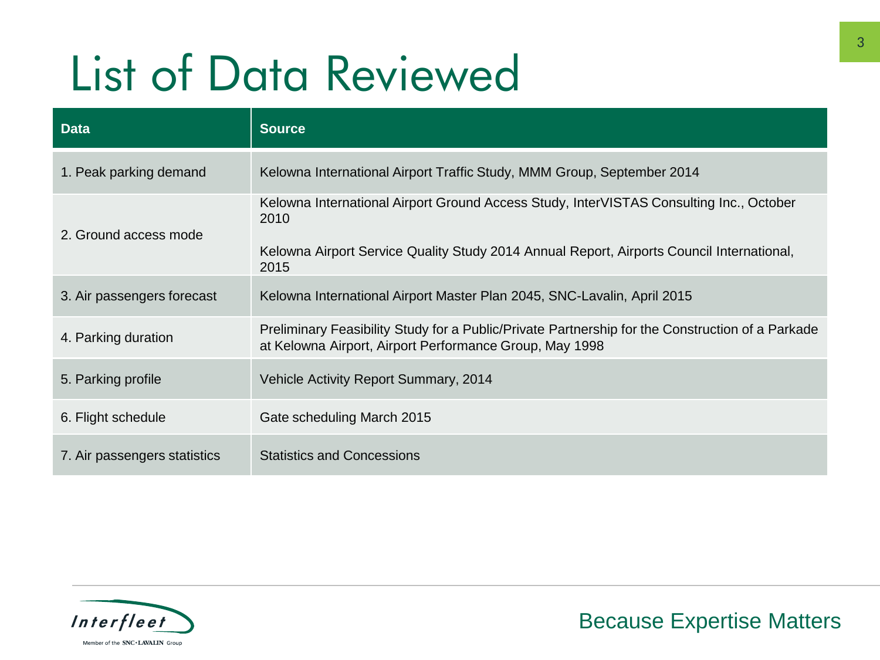# List of Data Reviewed

| Data | Source |
|---|---|
| 1. Peak parking demand | Kelowna International Airport Traffic Study, MMM Group, September 2014 |
| 2. Ground access mode | Kelowna International Airport Ground Access Study, InterVISTAS Consulting Inc., October 2010<br><br>Kelowna Airport Service Quality Study 2014 Annual Report, Airports Council International, 2015 |
| 3. Air passengers forecast | Kelowna International Airport Master Plan 2045, SNC-Lavalin, April 2015 |
| 4. Parking duration | Preliminary Feasibility Study for a Public/Private Partnership for the Construction of a Parkade at Kelowna Airport, Airport Performance Group, May 1998 |
| 5. Parking profile | Vehicle Activity Report Summary, 2014 |
| 6. Flight schedule | Gate scheduling March 2015 |
| 7. Air passengers statistics | Statistics and Concessions |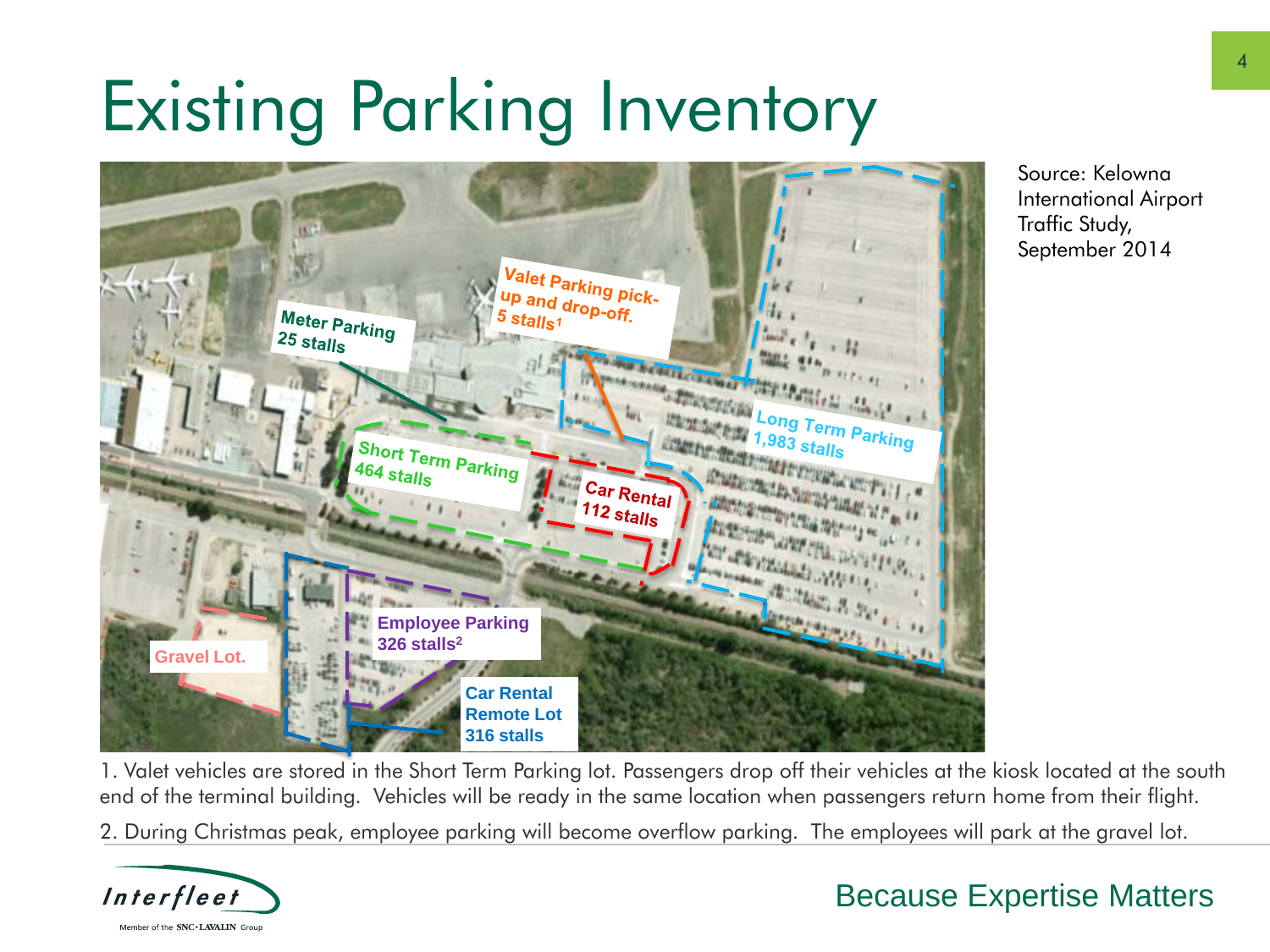# Existing Parking Inventory

Meter Parking
25 stalls

Valet Parking pick-up and drop-off.
5 stalls[1]

Long Term Parking
1,983 stalls

Short Term Parking
464 stalls

Car Rental
112 stalls

Employee Parking
326 stalls[2]

Gravel Lot.

Car Rental Remote Lot
316 stalls

Source: Kelowna International Airport Traffic Study, September 2014

1. Valet vehicles are stored in the Short Term Parking lot. Passengers drop off their vehicles at the kiosk located at the south end of the terminal building. Vehicles will be ready in the same location when passengers return home from their flight.

2. During Christmas peak, employee parking will become overflow parking. The employees will park at the gravel lot.

Interfleet
Member of the SNC·LAVALIN Group

Because Expertise Matters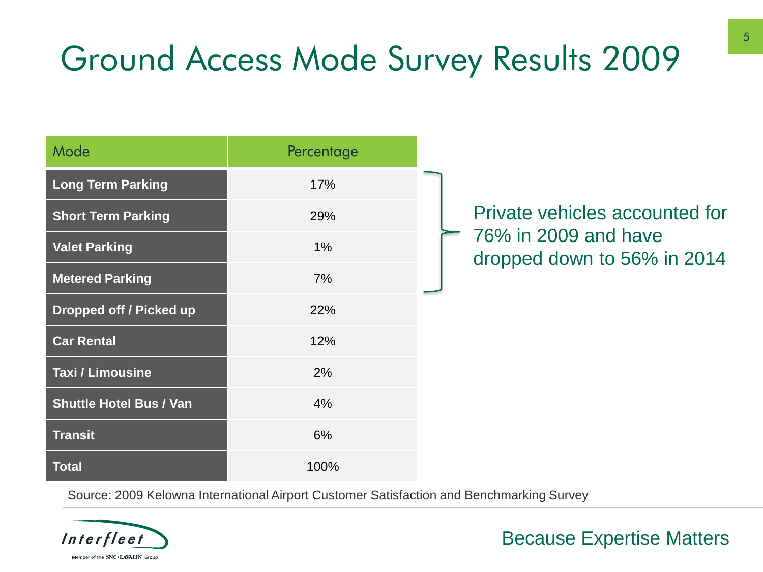# Ground Access Mode Survey Results 2009

| Mode | Percentage |
|---|---|
| **Long Term Parking** | 17% |
| **Short Term Parking** | 29% |
| **Valet Parking** | 1% |
| **Metered Parking** | 7% |
| **Dropped off / Picked up** | 22% |
| **Car Rental** | 12% |
| **Taxi / Limousine** | 2% |
| **Shuttle Hotel Bus / Van** | 4% |
| **Transit** | 6% |
| **Total** | 100% |

Private vehicles accounted for 76% in 2009 and have dropped down to 56% in 2014

Source: 2009 Kelowna International Airport Customer Satisfaction and Benchmarking Survey

Interfleet

Member of the SNC·LAVALIN Group

Because Expertise Matters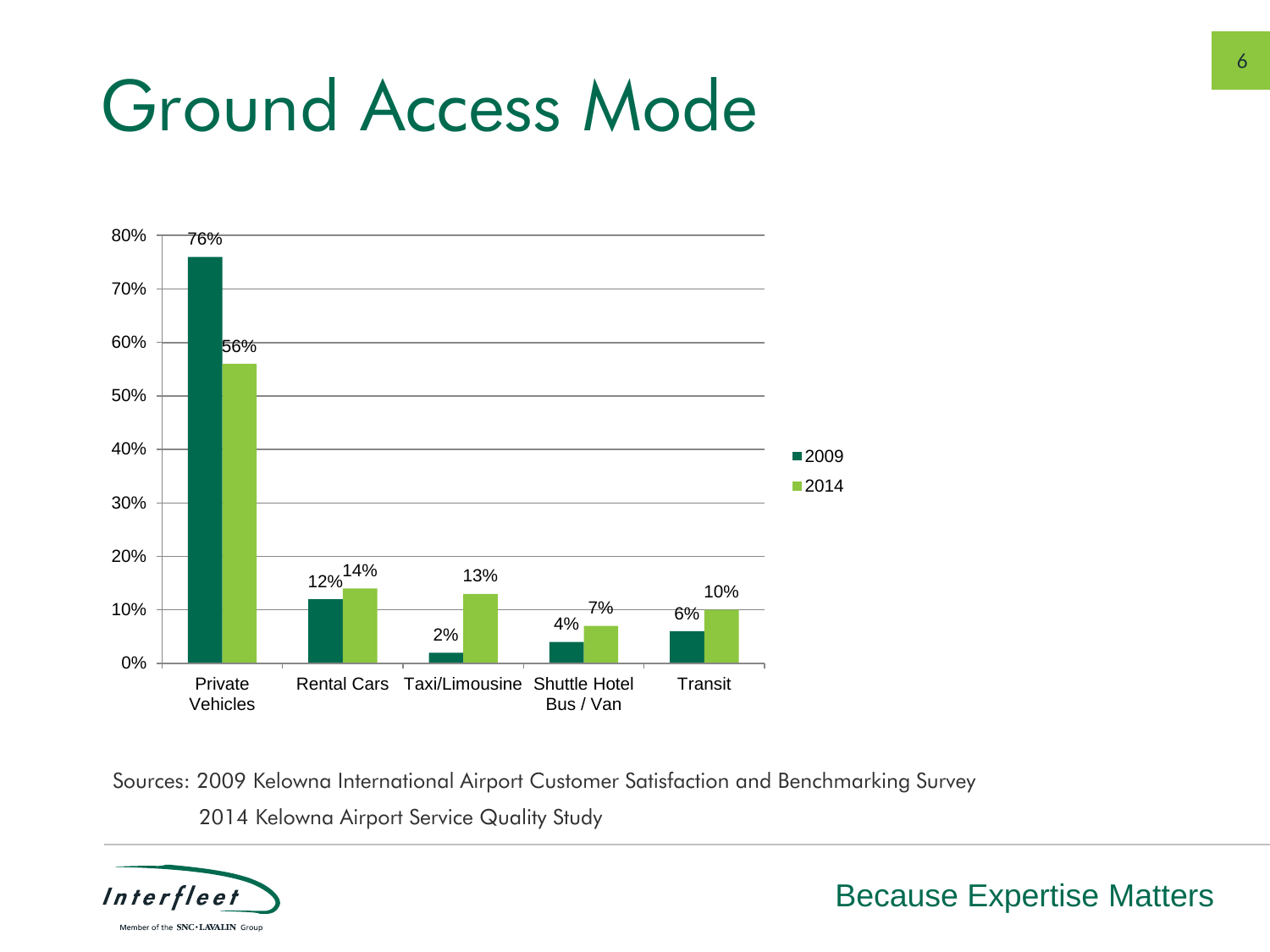# Ground Access Mode

| Mode | 2009 | 2014 |
|---|---|---|
| Private Vehicles | 76% | 56% |
| Rental Cars | 12% | 14% |
| Taxi/Limousine | 2% | 13% |
| Shuttle Hotel Bus / Van | 4% | 7% |
| Transit | 6% | 10% |

Sources: 2009 Kelowna International Airport Customer Satisfaction and Benchmarking Survey

2014 Kelowna Airport Service Quality Study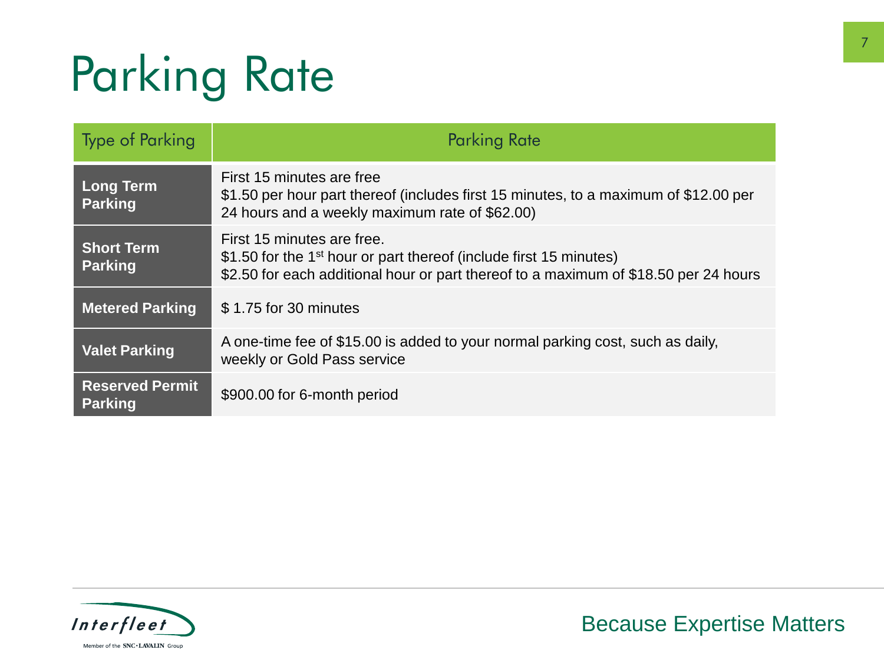# Parking Rate

| Type of Parking | Parking Rate |
|---|---|
| **Long Term Parking** | First 15 minutes are free<br>$1.50 per hour part thereof (includes first 15 minutes, to a maximum of $12.00 per 24 hours and a weekly maximum rate of $62.00) |
| **Short Term Parking** | First 15 minutes are free.<br>$1.50 for the 1st hour or part thereof (include first 15 minutes)<br>$2.50 for each additional hour or part thereof to a maximum of $18.50 per 24 hours |
| **Metered Parking** | $ 1.75 for 30 minutes |
| **Valet Parking** | A one-time fee of $15.00 is added to your normal parking cost, such as daily, weekly or Gold Pass service |
| **Reserved Permit Parking** | $900.00 for 6-month period |

Interfleet
Member of the SNC·LAVALIN Group

Because Expertise Matters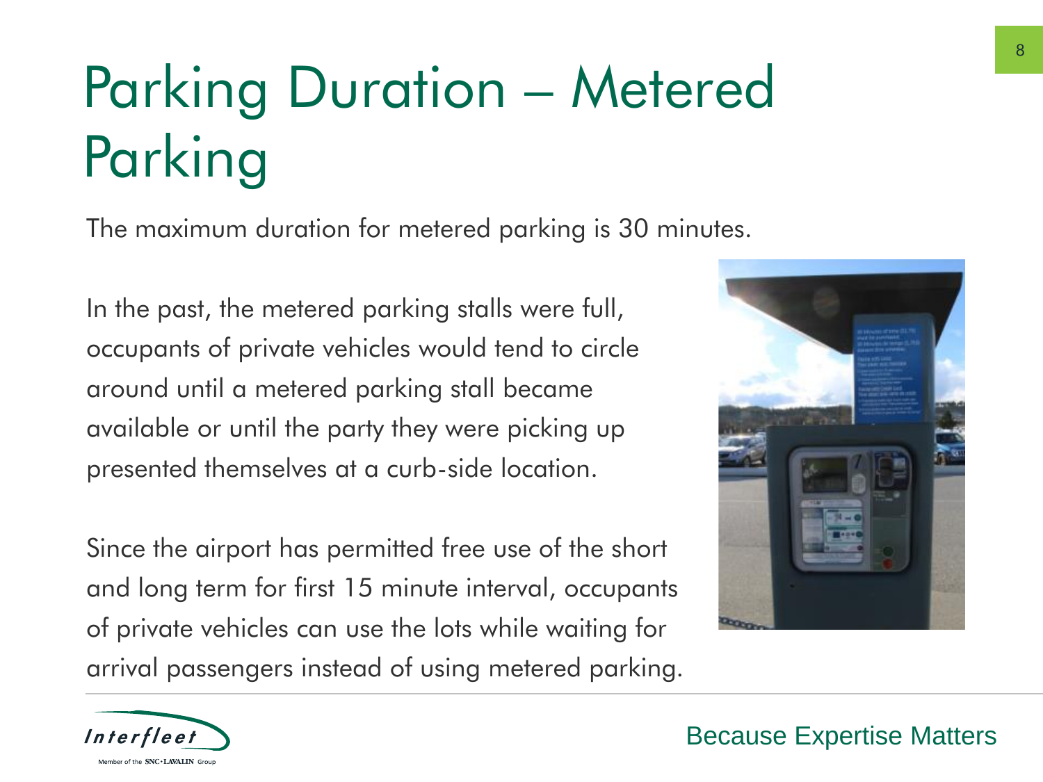# Parking Duration – Metered Parking

The maximum duration for metered parking is 30 minutes.

In the past, the metered parking stalls were full, occupants of private vehicles would tend to circle around until a metered parking stall became available or until the party they were picking up presented themselves at a curb-side location.

Since the airport has permitted free use of the short and long term for first 15 minute interval, occupants of private vehicles can use the lots while waiting for arrival passengers instead of using metered parking.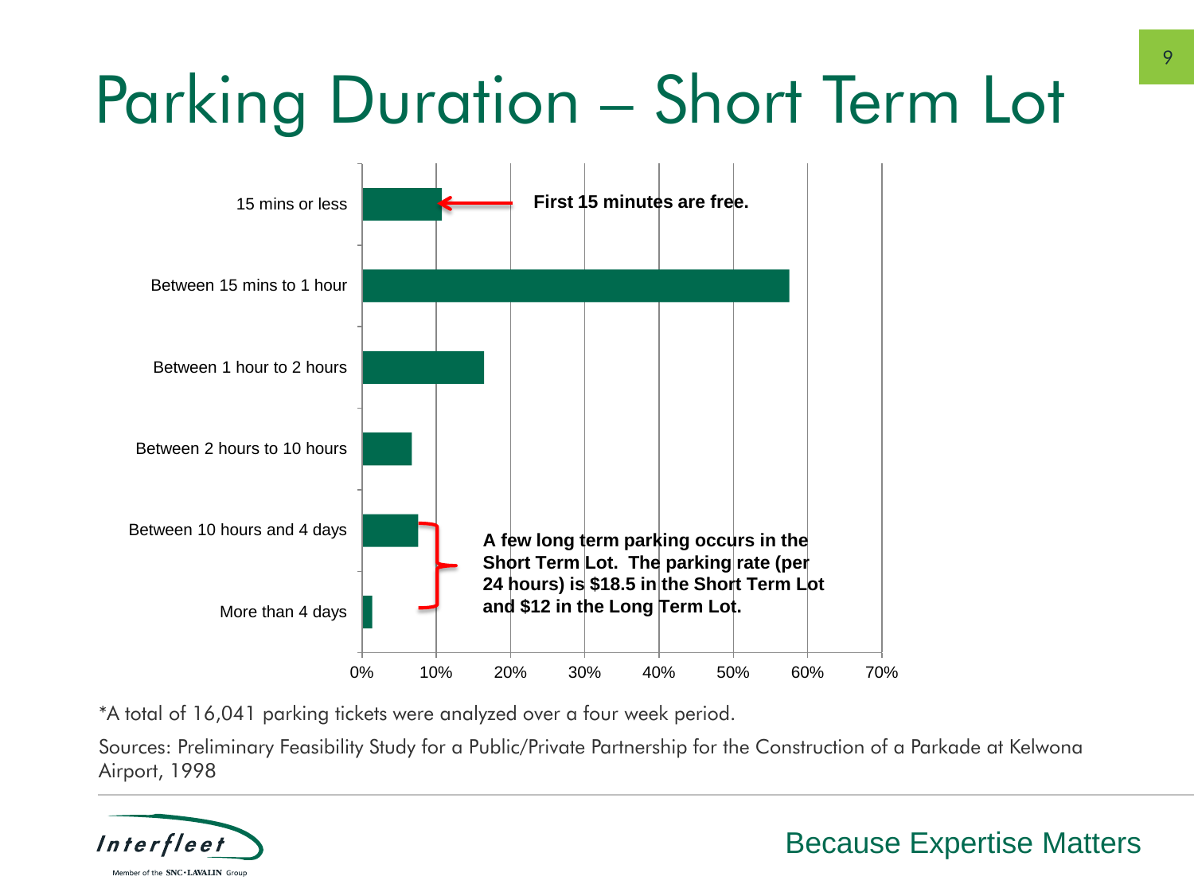# Parking Duration – Short Term Lot

| Parking duration | Share of tickets (approx.) |
|---|---|
| 15 mins or less | ~11% |
| Between 15 mins to 1 hour | ~58% |
| Between 1 hour to 2 hours | ~16% |
| Between 2 hours to 10 hours | ~7% |
| Between 10 hours and 4 days | ~8% |
| More than 4 days | ~1% |

**First 15 minutes are free.**

**A few long term parking occurs in the Short Term Lot. The parking rate (per 24 hours) is $18.5 in the Short Term Lot and $12 in the Long Term Lot.**

*A total of 16,041 parking tickets were analyzed over a four week period.

Sources: Preliminary Feasibility Study for a Public/Private Partnership for the Construction of a Parkade at Kelwona Airport, 1998

Interfleet – Member of the SNC·LAVALIN Group

Because Expertise Matters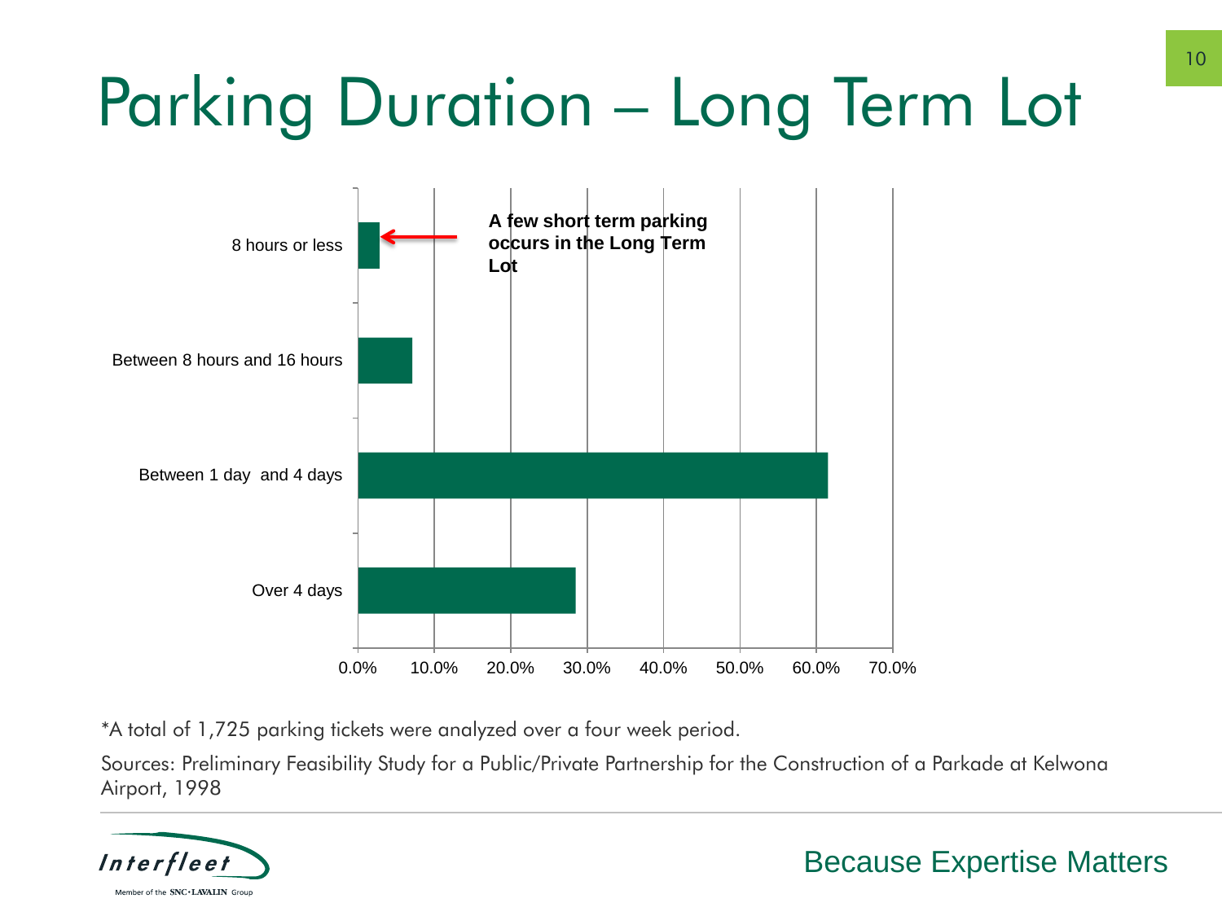# Parking Duration – Long Term Lot

| Parking Duration | Share of Tickets (approx.) |
| --- | --- |
| 8 hours or less | ~3% |
| Between 8 hours and 16 hours | ~7% |
| Between 1 day and 4 days | ~61.5% |
| Over 4 days | ~28.5% |

**A few short term parking occurs in the Long Term Lot**

*A total of 1,725 parking tickets were analyzed over a four week period.

Sources: Preliminary Feasibility Study for a Public/Private Partnership for the Construction of a Parkade at Kelwona Airport, 1998

Interfleet

Member of the SNC•LAVALIN Group

Because Expertise Matters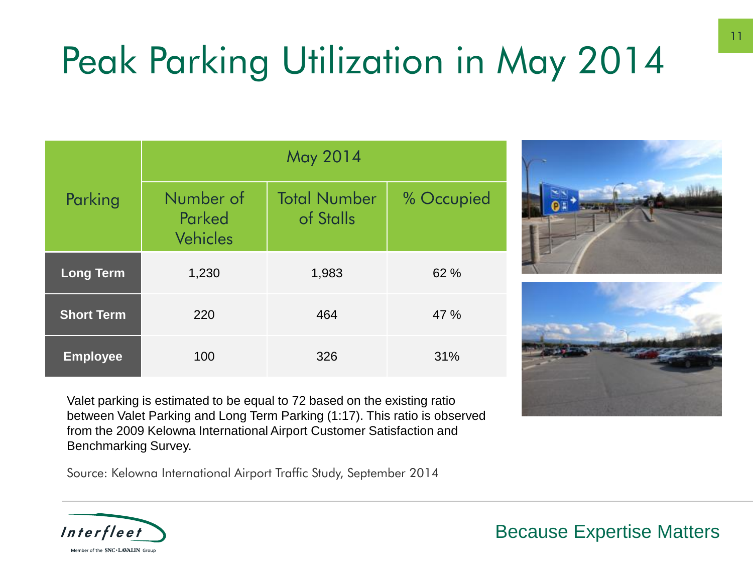# Peak Parking Utilization in May 2014

| Parking | May 2014 | | |
|---|---|---|---|
| | Number of Parked Vehicles | Total Number of Stalls | % Occupied |
| **Long Term** | 1,230 | 1,983 | 62 % |
| **Short Term** | 220 | 464 | 47 % |
| **Employee** | 100 | 326 | 31% |

Valet parking is estimated to be equal to 72 based on the existing ratio between Valet Parking and Long Term Parking (1:17). This ratio is observed from the 2009 Kelowna International Airport Customer Satisfaction and Benchmarking Survey.

Source: Kelowna International Airport Traffic Study, September 2014

Because Expertise Matters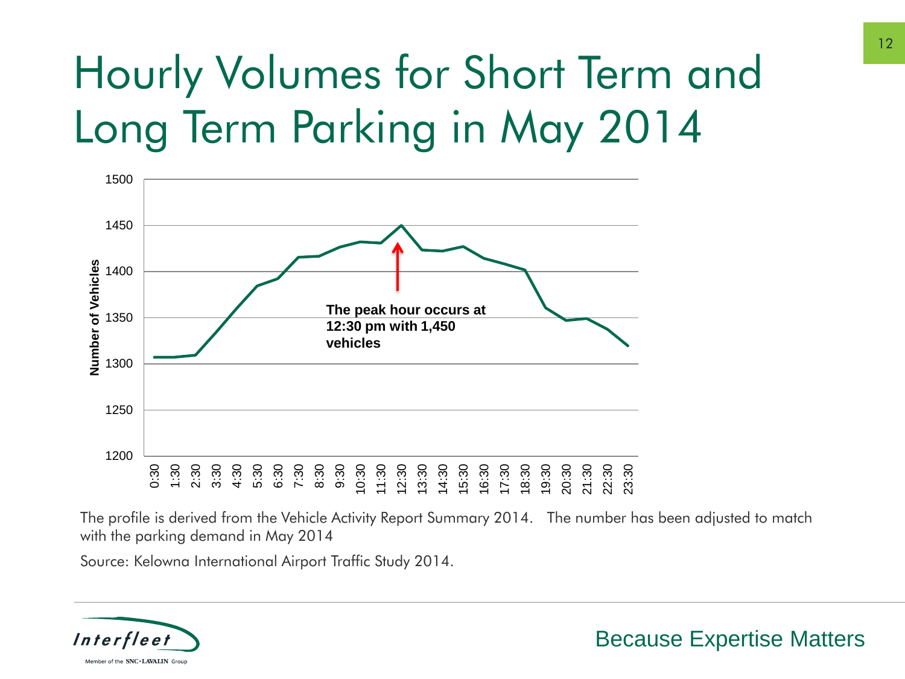# Hourly Volumes for Short Term and Long Term Parking in May 2014

The peak hour occurs at 12:30 pm with 1,450 vehicles

The profile is derived from the Vehicle Activity Report Summary 2014. The number has been adjusted to match with the parking demand in May 2014

Source: Kelowna International Airport Traffic Study 2014.

Because Expertise Matters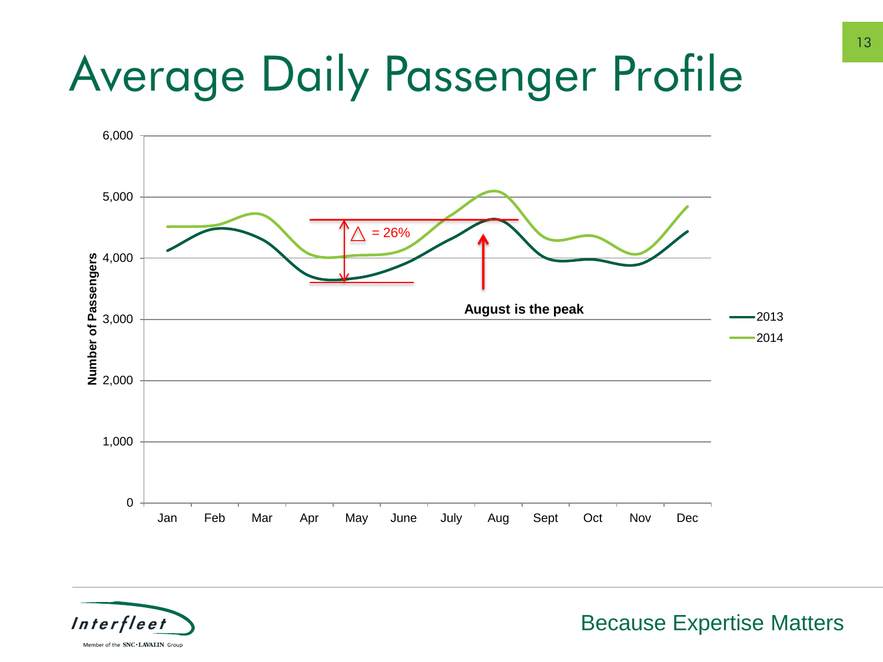# Average Daily Passenger Profile

Number of Passengers

6,000
5,000
4,000
3,000
2,000
1,000
0

Jan Feb Mar Apr May June July Aug Sept Oct Nov Dec

△ = 26%

August is the peak

2013
2014

Because Expertise Matters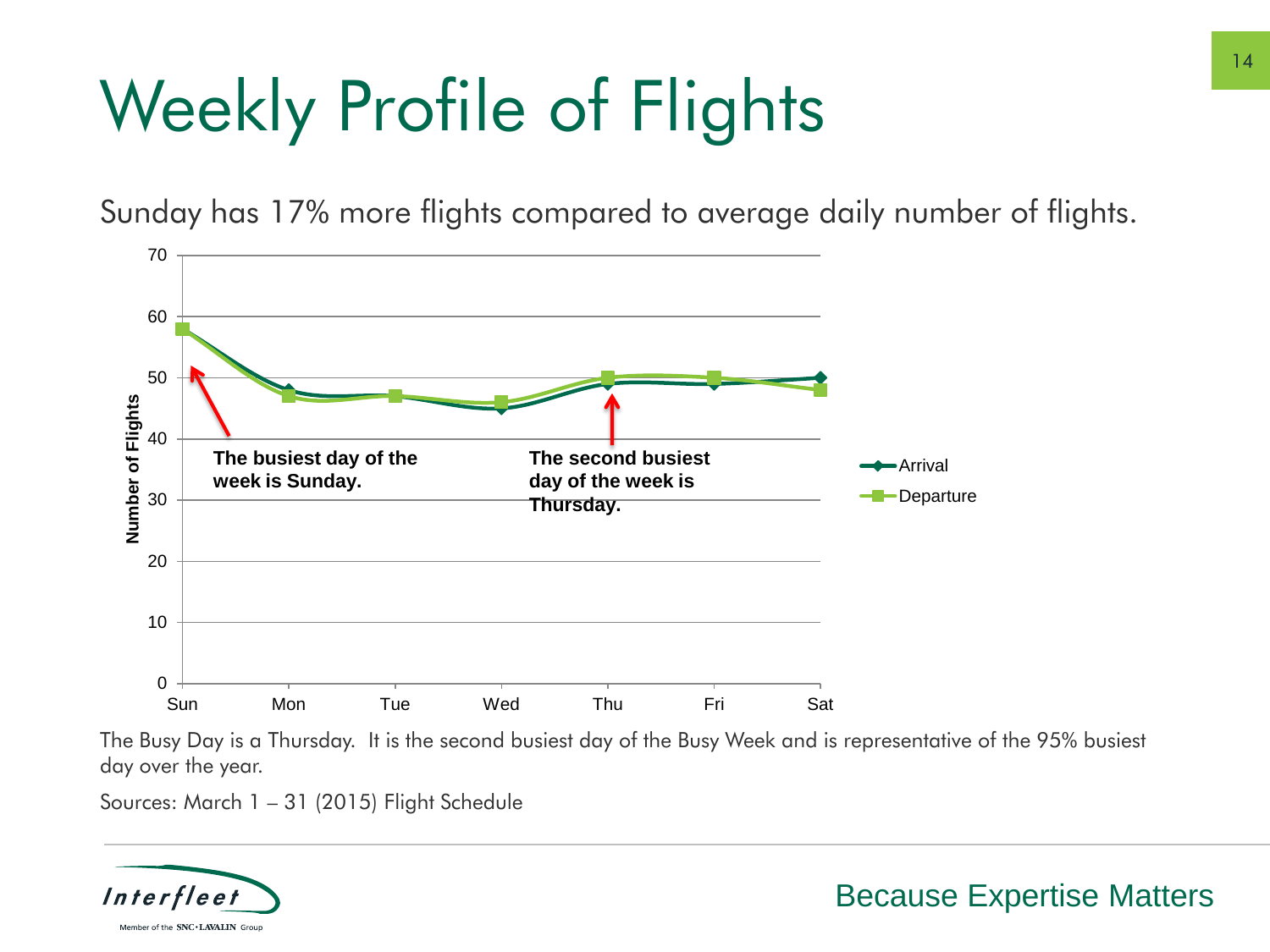# Weekly Profile of Flights

Sunday has 17% more flights compared to average daily number of flights.

The busiest day of the week is Sunday.

The second busiest day of the week is Thursday.

The Busy Day is a Thursday. It is the second busiest day of the Busy Week and is representative of the 95% busiest day over the year.

Sources: March 1 – 31 (2015) Flight Schedule

Because Expertise Matters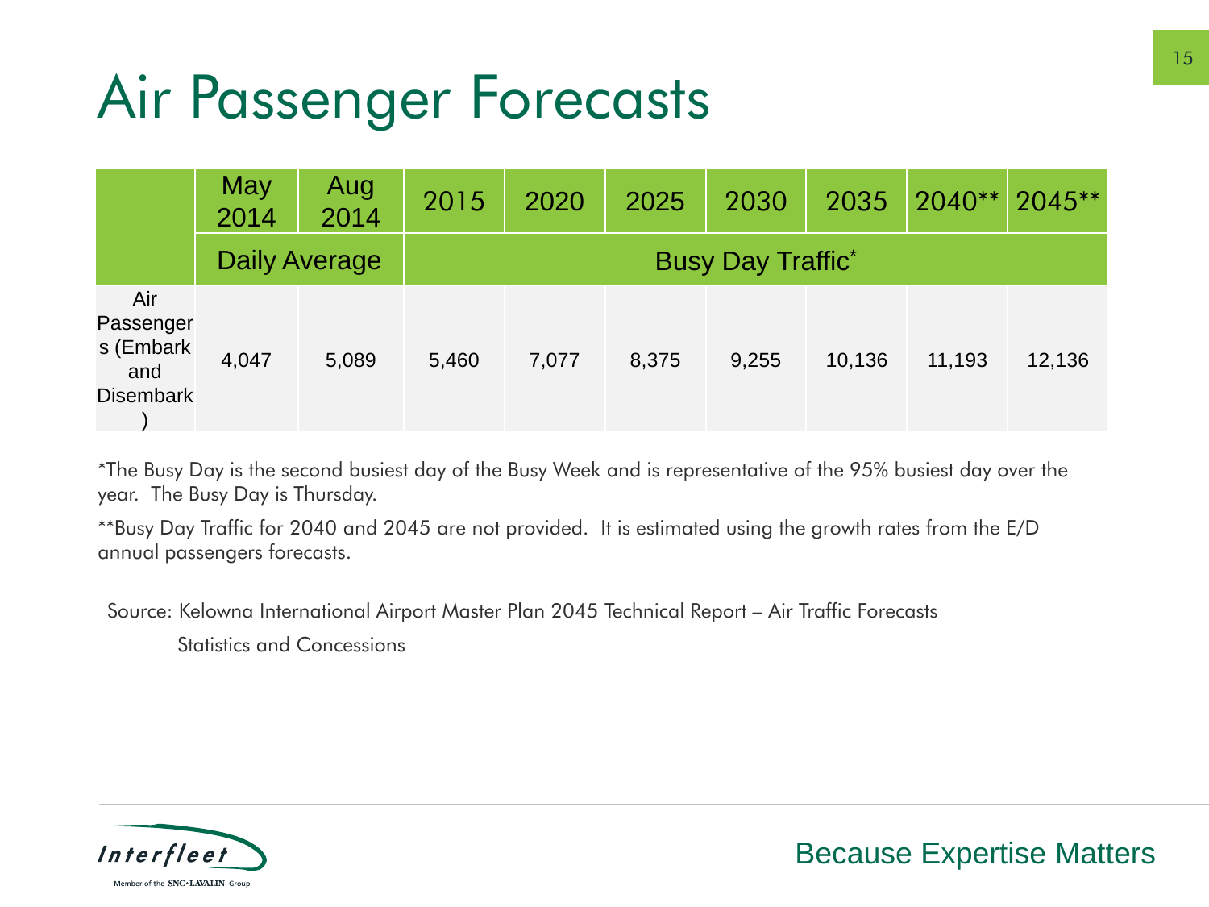# Air Passenger Forecasts

| | May 2014 | Aug 2014 | 2015 | 2020 | 2025 | 2030 | 2035 | 2040** | 2045** |
|---|---|---|---|---|---|---|---|---|---|
| | Daily Average | | Busy Day Traffic* | | | | | | |
| Air Passengers (Embark and Disembark) | 4,047 | 5,089 | 5,460 | 7,077 | 8,375 | 9,255 | 10,136 | 11,193 | 12,136 |

*The Busy Day is the second busiest day of the Busy Week and is representative of the 95% busiest day over the year. The Busy Day is Thursday.

**Busy Day Traffic for 2040 and 2045 are not provided. It is estimated using the growth rates from the E/D annual passengers forecasts.

Source: Kelowna International Airport Master Plan 2045 Technical Report – Air Traffic Forecasts

Statistics and Concessions

Interfleet

Member of the SNC-LAVALIN Group

Because Expertise Matters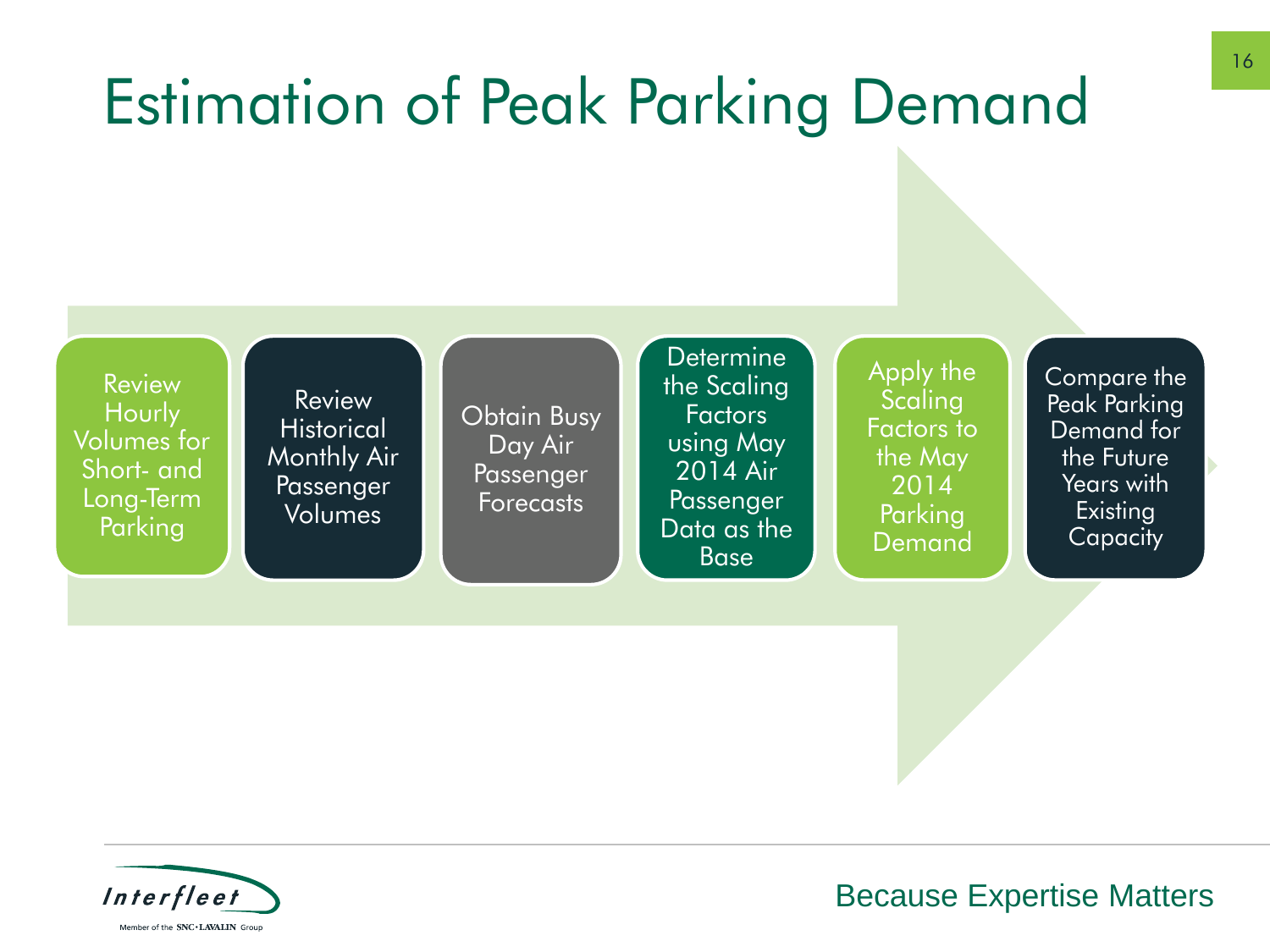# Estimation of Peak Parking Demand

1. Review Hourly Volumes for Short- and Long-Term Parking
2. Review Historical Monthly Air Passenger Volumes
3. Obtain Busy Day Air Passenger Forecasts
4. Determine the Scaling Factors using May 2014 Air Passenger Data as the Base
5. Apply the Scaling Factors to the May 2014 Parking Demand
6. Compare the Peak Parking Demand for the Future Years with Existing Capacity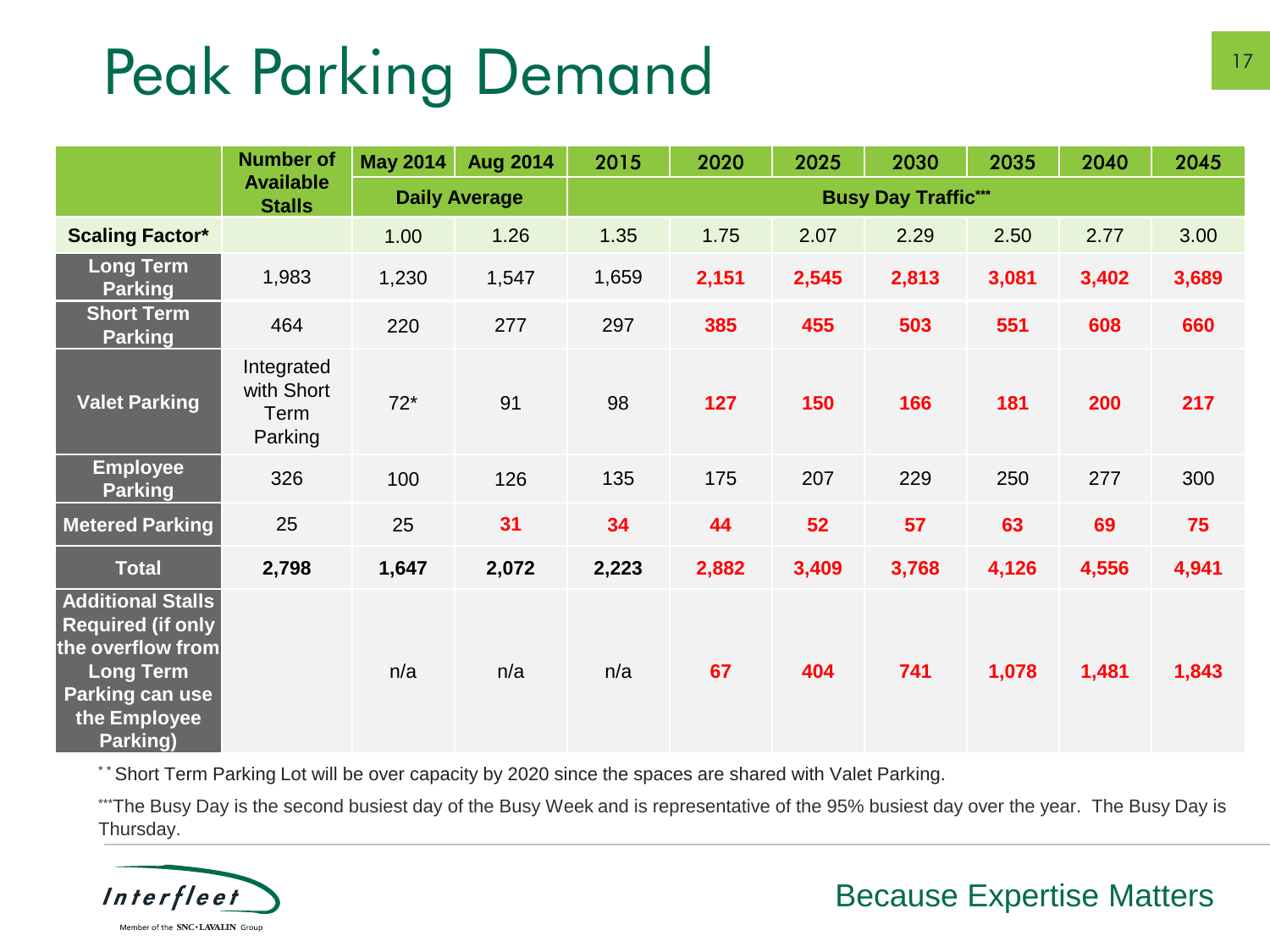# Peak Parking Demand

| | Number of Available Stalls | May 2014 | Aug 2014 | 2015 | 2020 | 2025 | 2030 | 2035 | 2040 | 2045 |
|---|---|---|---|---|---|---|---|---|---|---|
| | | Daily Average | | Busy Day Traffic*** | | | | | | |
| **Scaling Factor*** | | 1.00 | 1.26 | 1.35 | 1.75 | 2.07 | 2.29 | 2.50 | 2.77 | 3.00 |
| **Long Term Parking** | 1,983 | 1,230 | 1,547 | 1,659 | **2,151** | **2,545** | **2,813** | **3,081** | **3,402** | **3,689** |
| **Short Term Parking** | 464 | 220 | 277 | 297 | **385** | **455** | **503** | **551** | **608** | **660** |
| **Valet Parking** | Integrated with Short Term Parking | 72* | 91 | 98 | **127** | **150** | **166** | **181** | **200** | **217** |
| **Employee Parking** | 326 | 100 | 126 | 135 | 175 | 207 | 229 | 250 | 277 | 300 |
| **Metered Parking** | 25 | 25 | **31** | **34** | **44** | **52** | **57** | **63** | **69** | **75** |
| **Total** | **2,798** | **1,647** | **2,072** | **2,223** | **2,882** | **3,409** | **3,768** | **4,126** | **4,556** | **4,941** |
| **Additional Stalls Required (if only the overflow from Long Term Parking can use the Employee Parking)** | | n/a | n/a | n/a | **67** | **404** | **741** | **1,078** | **1,481** | **1,843** |

** Short Term Parking Lot will be over capacity by 2020 since the spaces are shared with Valet Parking.

***The Busy Day is the second busiest day of the Busy Week and is representative of the 95% busiest day over the year. The Busy Day is Thursday.

Interfleet

Member of the SNC-LAVALIN Group

Because Expertise Matters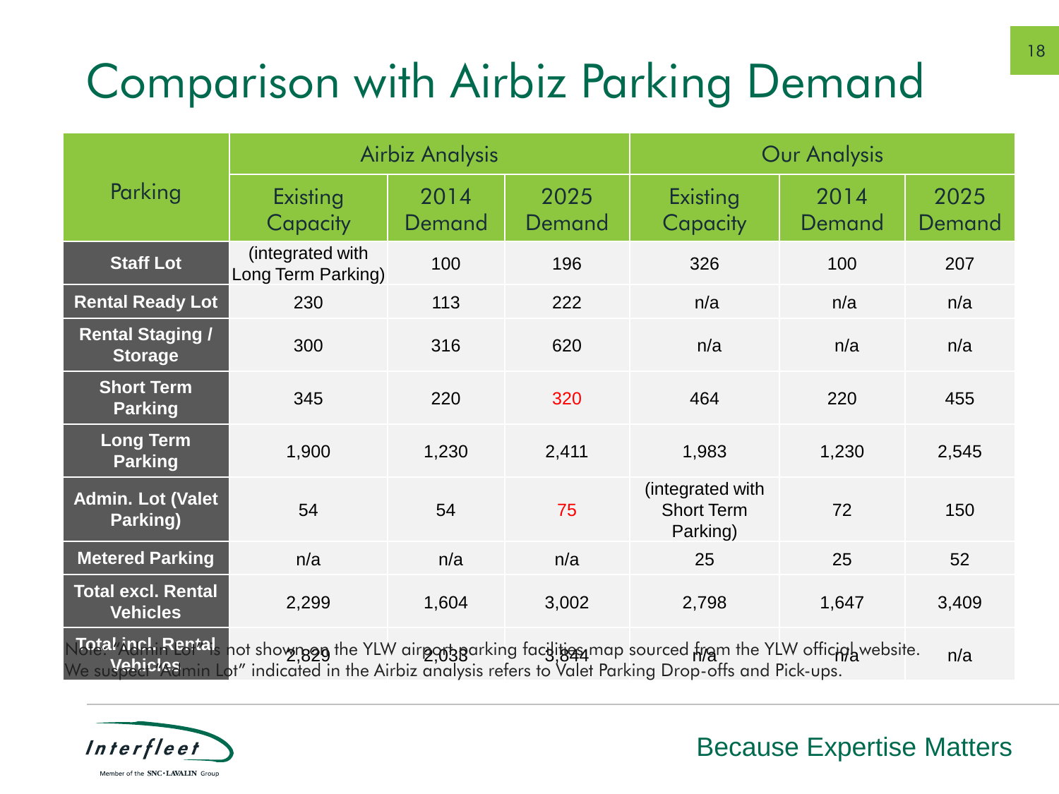# Comparison with Airbiz Parking Demand

| Parking | Airbiz Analysis | | | Our Analysis | | |
|---|---|---|---|---|---|---|
| | Existing Capacity | 2014 Demand | 2025 Demand | Existing Capacity | 2014 Demand | 2025 Demand |
| **Staff Lot** | (integrated with Long Term Parking) | 100 | 196 | 326 | 100 | 207 |
| **Rental Ready Lot** | 230 | 113 | 222 | n/a | n/a | n/a |
| **Rental Staging / Storage** | 300 | 316 | 620 | n/a | n/a | n/a |
| **Short Term Parking** | 345 | 220 | 320 | 464 | 220 | 455 |
| **Long Term Parking** | 1,900 | 1,230 | 2,411 | 1,983 | 1,230 | 2,545 |
| **Admin. Lot (Valet Parking)** | 54 | 54 | 75 | (integrated with Short Term Parking) | 72 | 150 |
| **Metered Parking** | n/a | n/a | n/a | 25 | 25 | 52 |
| **Total excl. Rental Vehicles** | 2,299 | 1,604 | 3,002 | 2,798 | 1,647 | 3,409 |
| **Total incl. Rental Vehicles** | 2,829 | 2,033 | 3,844 | n/a | n/a | n/a |

Note: "Admin Lot" is not shown on the YLW airport parking facilities map sourced from the YLW official website. We suspect "Admin Lot" indicated in the Airbiz analysis refers to Valet Parking Drop-offs and Pick-ups.

Interfleet

Member of the SNC·LAVALIN Group

Because Expertise Matters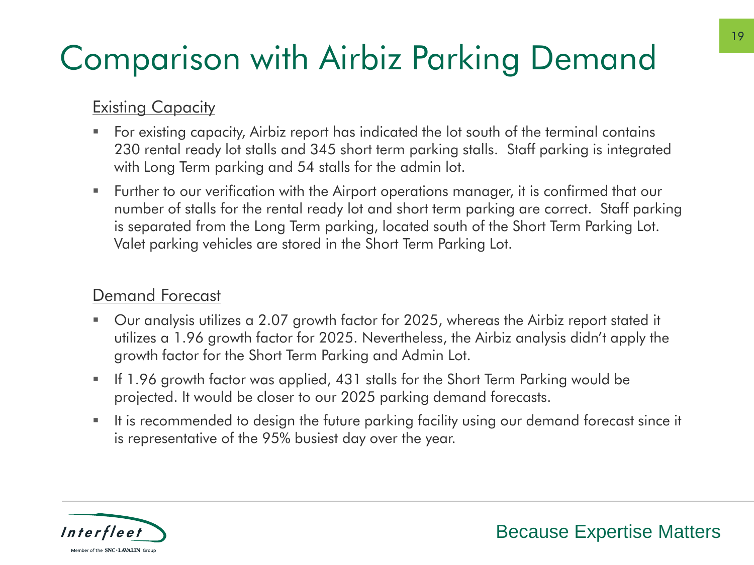# Comparison with Airbiz Parking Demand

<u>Existing Capacity</u>

- For existing capacity, Airbiz report has indicated the lot south of the terminal contains 230 rental ready lot stalls and 345 short term parking stalls. Staff parking is integrated with Long Term parking and 54 stalls for the admin lot.
- Further to our verification with the Airport operations manager, it is confirmed that our number of stalls for the rental ready lot and short term parking are correct. Staff parking is separated from the Long Term parking, located south of the Short Term Parking Lot. Valet parking vehicles are stored in the Short Term Parking Lot.

<u>Demand Forecast</u>

- Our analysis utilizes a 2.07 growth factor for 2025, whereas the Airbiz report stated it utilizes a 1.96 growth factor for 2025. Nevertheless, the Airbiz analysis didn't apply the growth factor for the Short Term Parking and Admin Lot.
- If 1.96 growth factor was applied, 431 stalls for the Short Term Parking would be projected. It would be closer to our 2025 parking demand forecasts.
- It is recommended to design the future parking facility using our demand forecast since it is representative of the 95% busiest day over the year.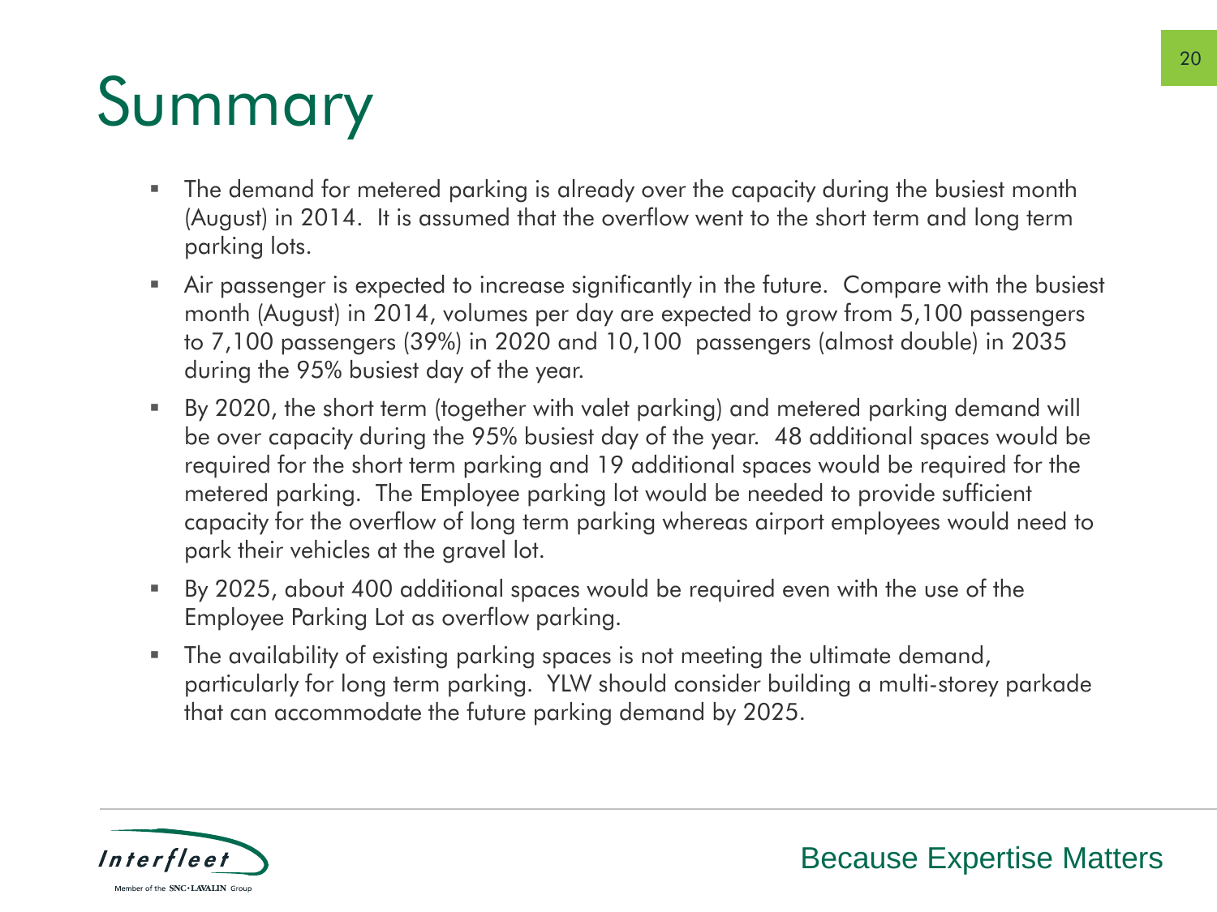# Summary

- The demand for metered parking is already over the capacity during the busiest month (August) in 2014. It is assumed that the overflow went to the short term and long term parking lots.
- Air passenger is expected to increase significantly in the future. Compare with the busiest month (August) in 2014, volumes per day are expected to grow from 5,100 passengers to 7,100 passengers (39%) in 2020 and 10,100 passengers (almost double) in 2035 during the 95% busiest day of the year.
- By 2020, the short term (together with valet parking) and metered parking demand will be over capacity during the 95% busiest day of the year. 48 additional spaces would be required for the short term parking and 19 additional spaces would be required for the metered parking. The Employee parking lot would be needed to provide sufficient capacity for the overflow of long term parking whereas airport employees would need to park their vehicles at the gravel lot.
- By 2025, about 400 additional spaces would be required even with the use of the Employee Parking Lot as overflow parking.
- The availability of existing parking spaces is not meeting the ultimate demand, particularly for long term parking. YLW should consider building a multi-storey parkade that can accommodate the future parking demand by 2025.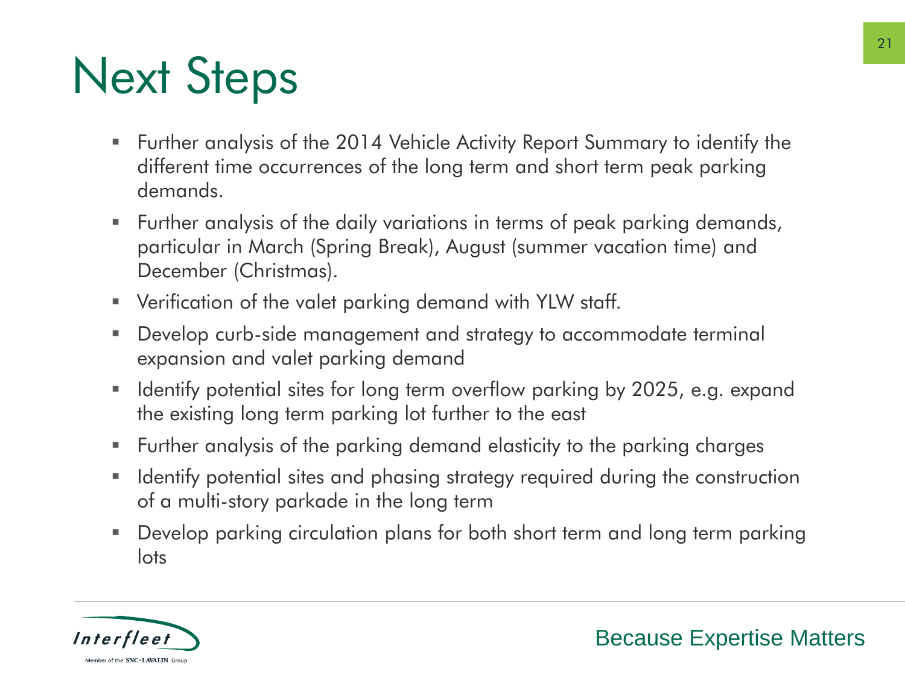# Next Steps

- Further analysis of the 2014 Vehicle Activity Report Summary to identify the different time occurrences of the long term and short term peak parking demands.
- Further analysis of the daily variations in terms of peak parking demands, particular in March (Spring Break), August (summer vacation time) and December (Christmas).
- Verification of the valet parking demand with YLW staff.
- Develop curb-side management and strategy to accommodate terminal expansion and valet parking demand
- Identify potential sites for long term overflow parking by 2025, e.g. expand the existing long term parking lot further to the east
- Further analysis of the parking demand elasticity to the parking charges
- Identify potential sites and phasing strategy required during the construction of a multi-story parkade in the long term
- Develop parking circulation plans for both short term and long term parking lots